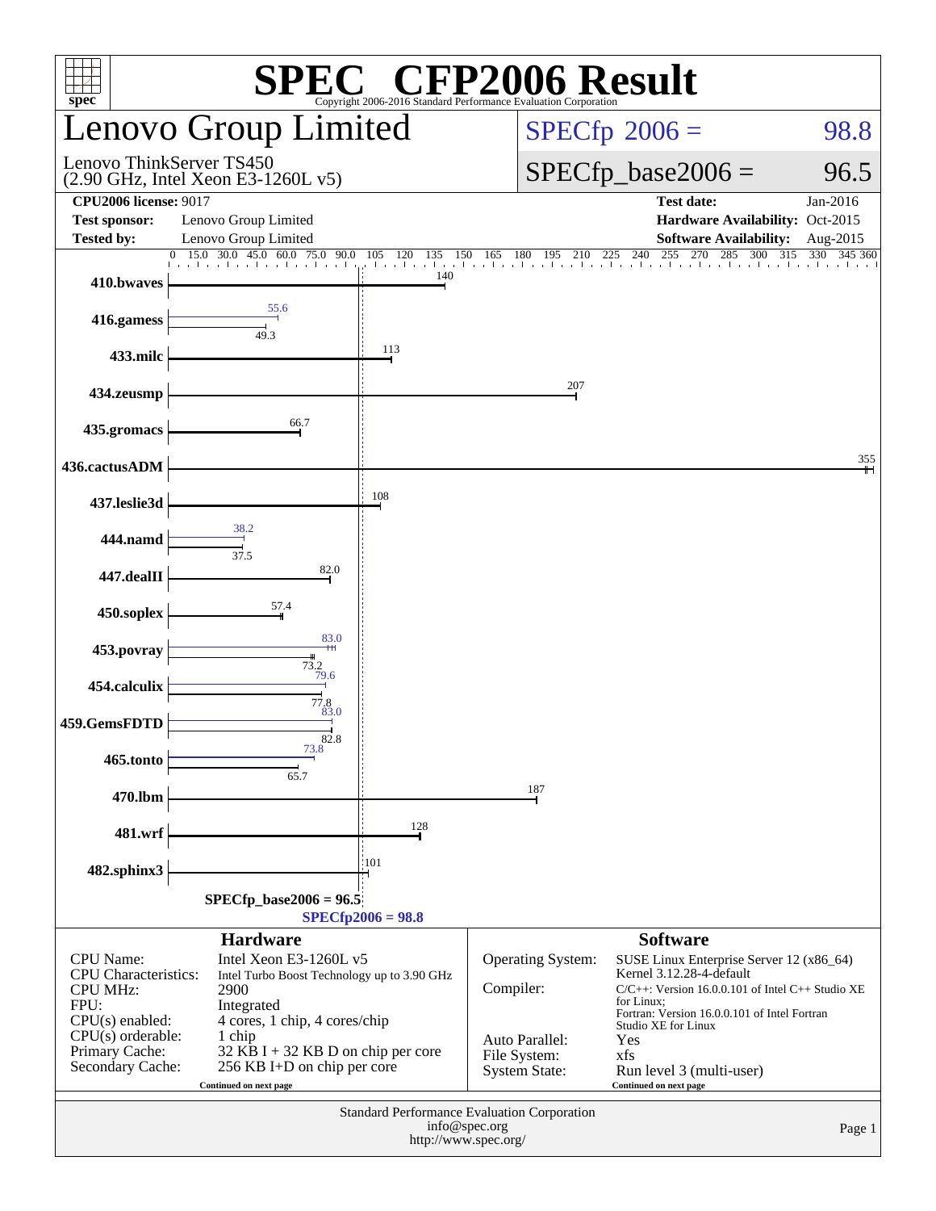# SPEC CFP2006 Result

Copyright 2006-2016 Standard Performance Evaluation Corporation

## Lenovo Group Limited

Lenovo ThinkServer TS450
(2.90 GHz, Intel Xeon E3-1260L v5)

SPECfp 2006 = 98.8

SPECfp_base2006 = 96.5

| | | | |
|---|---|---|---|
| **CPU2006 license:** 9017 | | **Test date:** | Jan-2016 |
| **Test sponsor:** | Lenovo Group Limited | **Hardware Availability:** | Oct-2015 |
| **Tested by:** | Lenovo Group Limited | **Software Availability:** | Aug-2015 |

| Benchmark | Peak | Base |
|---|---|---|
| 410.bwaves | | 140 |
| 416.gamess | 55.6 | 49.3 |
| 433.milc | | 113 |
| 434.zeusmp | | 207 |
| 435.gromacs | | 66.7 |
| 436.cactusADM | | 355 |
| 437.leslie3d | | 108 |
| 444.namd | 38.2 | 37.5 |
| 447.dealII | | 82.0 |
| 450.soplex | | 57.4 |
| 453.povray | 83.0 | 73.2 |
| 454.calculix | 79.6 | 77.8 |
| 459.GemsFDTD | 83.0 | 82.8 |
| 465.tonto | 73.8 | 65.7 |
| 470.lbm | | 187 |
| 481.wrf | | 128 |
| 482.sphinx3 | | 101 |

SPECfp_base2006 = 96.5

SPECfp2006 = 98.8

### Hardware

| | |
|---|---|
| CPU Name: | Intel Xeon E3-1260L v5 |
| CPU Characteristics: | Intel Turbo Boost Technology up to 3.90 GHz |
| CPU MHz: | 2900 |
| FPU: | Integrated |
| CPU(s) enabled: | 4 cores, 1 chip, 4 cores/chip |
| CPU(s) orderable: | 1 chip |
| Primary Cache: | 32 KB I + 32 KB D on chip per core |
| Secondary Cache: | 256 KB I+D on chip per core |

Continued on next page

### Software

| | |
|---|---|
| Operating System: | SUSE Linux Enterprise Server 12 (x86_64) Kernel 3.12.28-4-default |
| Compiler: | C/C++: Version 16.0.0.101 of Intel C++ Studio XE for Linux; Fortran: Version 16.0.0.101 of Intel Fortran Studio XE for Linux |
| Auto Parallel: | Yes |
| File System: | xfs |
| System State: | Run level 3 (multi-user) |

Continued on next page

Standard Performance Evaluation Corporation
info@spec.org
http://www.spec.org/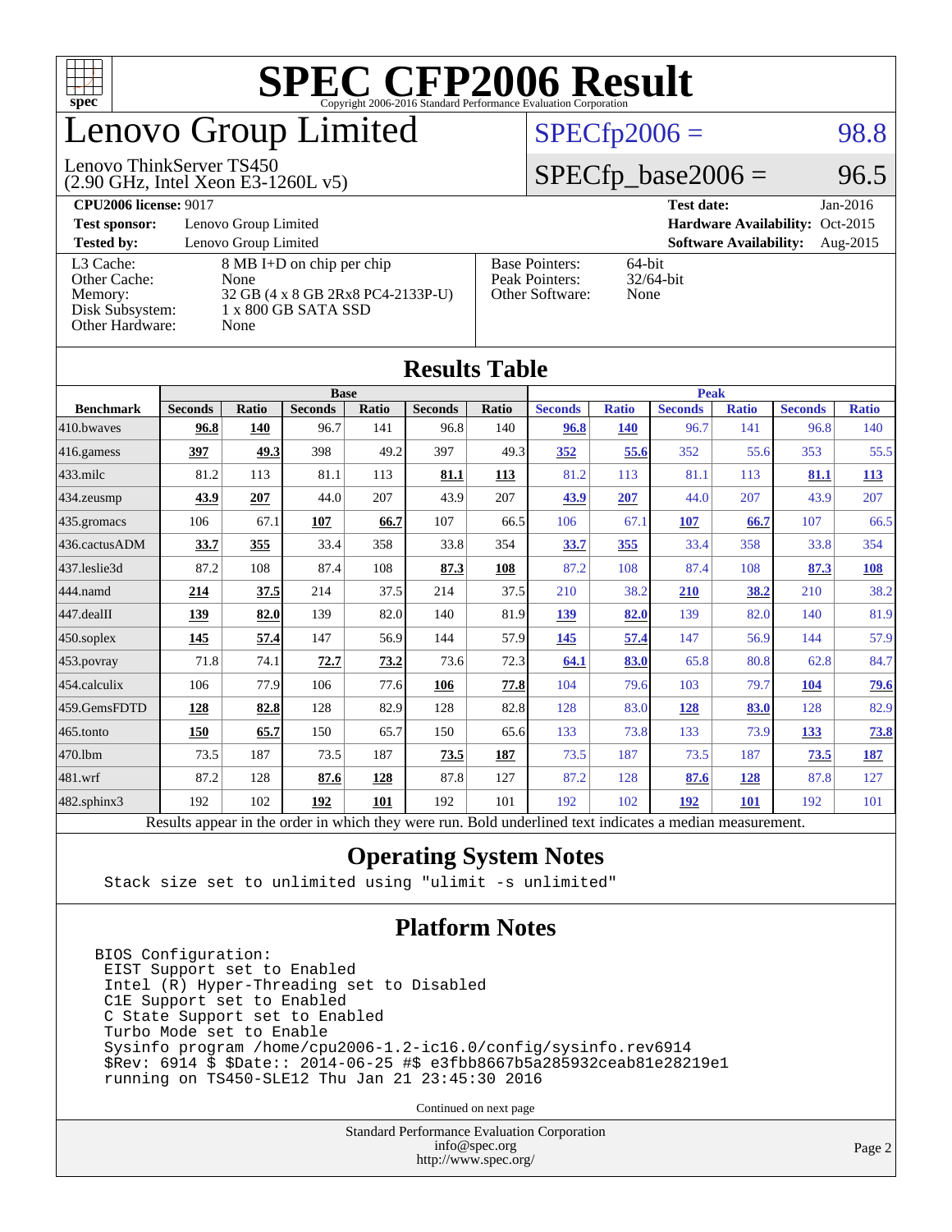# SPEC CFP2006 Result

Copyright 2006-2016 Standard Performance Evaluation Corporation

# Lenovo Group Limited

Lenovo ThinkServer TS450
(2.90 GHz, Intel Xeon E3-1260L v5)

SPECfp2006 = 98.8

SPECfp_base2006 = 96.5

**CPU2006 license:** 9017 | **Test date:** Jan-2016
**Test sponsor:** Lenovo Group Limited | **Hardware Availability:** Oct-2015
**Tested by:** Lenovo Group Limited | **Software Availability:** Aug-2015

| | |
|---|---|
| L3 Cache: | 8 MB I+D on chip per chip |
| Other Cache: | None |
| Memory: | 32 GB (4 x 8 GB 2Rx8 PC4-2133P-U) |
| Disk Subsystem: | 1 x 800 GB SATA SSD |
| Other Hardware: | None |

| | |
|---|---|
| Base Pointers: | 64-bit |
| Peak Pointers: | 32/64-bit |
| Other Software: | None |

## Results Table

| | Base | | | | | | Peak | | | | | |
|---|---|---|---|---|---|---|---|---|---|---|---|---|
| **Benchmark** | **Seconds** | **Ratio** | **Seconds** | **Ratio** | **Seconds** | **Ratio** | **Seconds** | **Ratio** | **Seconds** | **Ratio** | **Seconds** | **Ratio** |
| 410.bwaves | **96.8** | **140** | 96.7 | 141 | 96.8 | 140 | **96.8** | **140** | 96.7 | 141 | 96.8 | 140 |
| 416.gamess | **397** | **49.3** | 398 | 49.2 | 397 | 49.3 | **352** | **55.6** | 352 | 55.6 | 353 | 55.5 |
| 433.milc | 81.2 | 113 | 81.1 | 113 | **81.1** | **113** | 81.2 | 113 | 81.1 | 113 | **81.1** | **113** |
| 434.zeusmp | **43.9** | **207** | 44.0 | 207 | 43.9 | 207 | **43.9** | **207** | 44.0 | 207 | 43.9 | 207 |
| 435.gromacs | 106 | 67.1 | **107** | **66.7** | 107 | 66.5 | 106 | 67.1 | **107** | **66.7** | 107 | 66.5 |
| 436.cactusADM | **33.7** | **355** | 33.4 | 358 | 33.8 | 354 | **33.7** | **355** | 33.4 | 358 | 33.8 | 354 |
| 437.leslie3d | 87.2 | 108 | 87.4 | 108 | **87.3** | **108** | 87.2 | 108 | 87.4 | 108 | **87.3** | **108** |
| 444.namd | **214** | **37.5** | 214 | 37.5 | 214 | 37.5 | 210 | 38.2 | **210** | **38.2** | 210 | 38.2 |
| 447.dealII | **139** | **82.0** | 139 | 82.0 | 140 | 81.9 | **139** | **82.0** | 139 | 82.0 | 140 | 81.9 |
| 450.soplex | **145** | **57.4** | 147 | 56.9 | 144 | 57.9 | **145** | **57.4** | 147 | 56.9 | 144 | 57.9 |
| 453.povray | 71.8 | 74.1 | **72.7** | **73.2** | 73.6 | 72.3 | **64.1** | **83.0** | 65.8 | 80.8 | 62.8 | 84.7 |
| 454.calculix | 106 | 77.9 | 106 | 77.6 | **106** | **77.8** | 104 | 79.6 | 103 | 79.7 | **104** | **79.6** |
| 459.GemsFDTD | **128** | **82.8** | 128 | 82.9 | 128 | 82.8 | 128 | 83.0 | **128** | **83.0** | 128 | 82.9 |
| 465.tonto | **150** | **65.7** | 150 | 65.7 | 150 | 65.6 | 133 | 73.8 | 133 | 73.9 | **133** | **73.8** |
| 470.lbm | 73.5 | 187 | 73.5 | 187 | **73.5** | **187** | 73.5 | 187 | 73.5 | 187 | **73.5** | **187** |
| 481.wrf | 87.2 | 128 | **87.6** | **128** | 87.8 | 127 | 87.2 | 128 | **87.6** | **128** | 87.8 | 127 |
| 482.sphinx3 | 192 | 102 | **192** | **101** | 192 | 101 | 192 | 102 | **192** | **101** | 192 | 101 |

Results appear in the order in which they were run. Bold underlined text indicates a median measurement.

## Operating System Notes

```
Stack size set to unlimited using "ulimit -s unlimited"
```

## Platform Notes

```
BIOS Configuration:
 EIST Support set to Enabled
 Intel (R) Hyper-Threading set to Disabled
 C1E Support set to Enabled
 C State Support set to Enabled
 Turbo Mode set to Enable
 Sysinfo program /home/cpu2006-1.2-ic16.0/config/sysinfo.rev6914
 $Rev: 6914 $ $Date:: 2014-06-25 #$ e3fbb8667b5a285932ceab81e28219e1
 running on TS450-SLE12 Thu Jan 21 23:45:30 2016
```

Continued on next page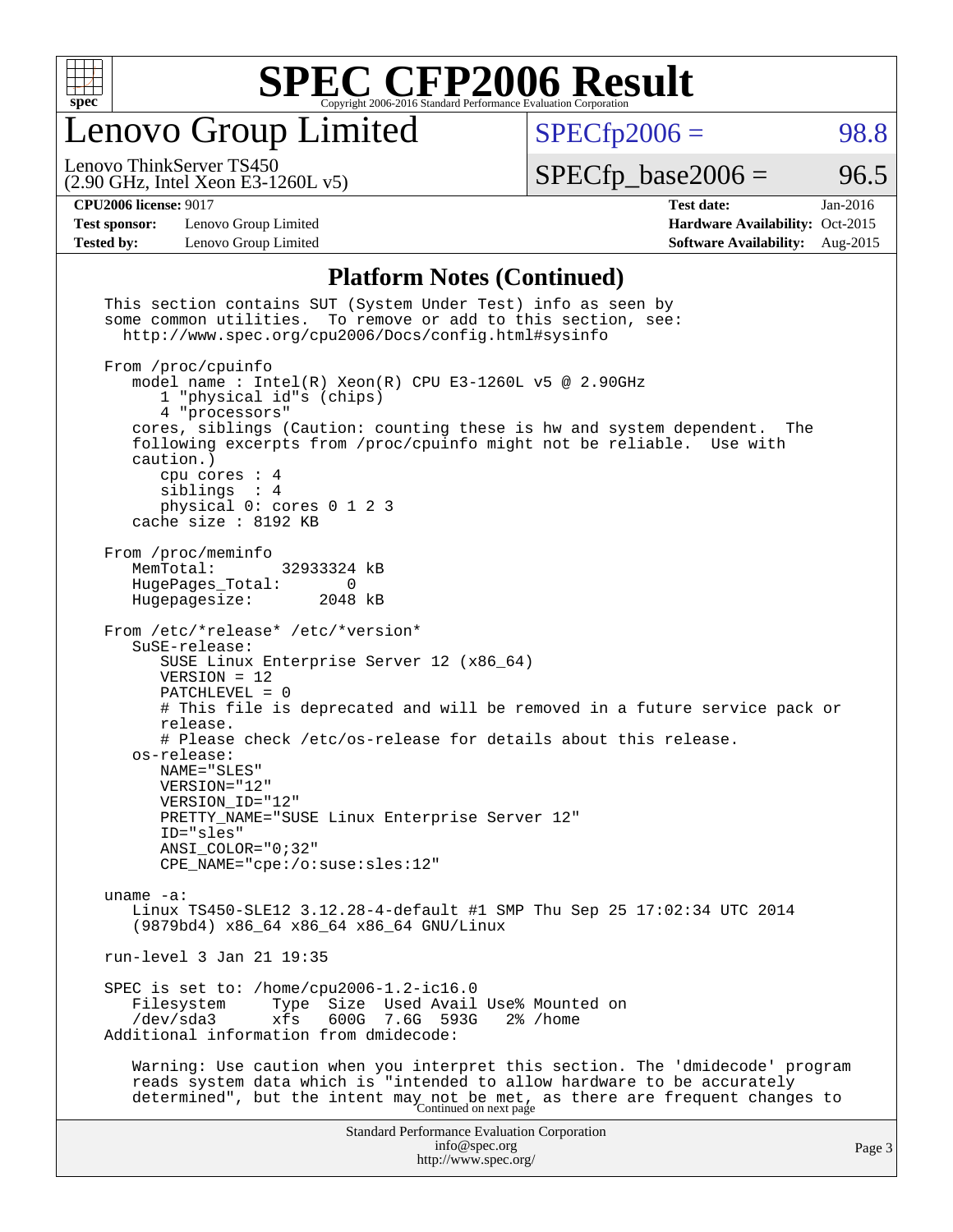# Lenovo Group Limited

Lenovo ThinkServer TS450
(2.90 GHz, Intel Xeon E3-1260L v5)

SPECfp2006 = 98.8

SPECfp_base2006 = 96.5

**CPU2006 license:** 9017
**Test sponsor:** Lenovo Group Limited
**Tested by:** Lenovo Group Limited

**Test date:** Jan-2016
**Hardware Availability:** Oct-2015
**Software Availability:** Aug-2015

## Platform Notes (Continued)

```
This section contains SUT (System Under Test) info as seen by
some common utilities.  To remove or add to this section, see:
  http://www.spec.org/cpu2006/Docs/config.html#sysinfo

From /proc/cpuinfo
   model name : Intel(R) Xeon(R) CPU E3-1260L v5 @ 2.90GHz
      1 "physical id"s (chips)
      4 "processors"
   cores, siblings (Caution: counting these is hw and system dependent.  The
   following excerpts from /proc/cpuinfo might not be reliable.  Use with
   caution.)
      cpu cores : 4
      siblings  : 4
      physical 0: cores 0 1 2 3
   cache size : 8192 KB

From /proc/meminfo
   MemTotal:       32933324 kB
   HugePages_Total:       0
   Hugepagesize:       2048 kB

From /etc/*release* /etc/*version*
   SuSE-release:
      SUSE Linux Enterprise Server 12 (x86_64)
      VERSION = 12
      PATCHLEVEL = 0
      # This file is deprecated and will be removed in a future service pack or
      release.
      # Please check /etc/os-release for details about this release.
   os-release:
      NAME="SLES"
      VERSION="12"
      VERSION_ID="12"
      PRETTY_NAME="SUSE Linux Enterprise Server 12"
      ID="sles"
      ANSI_COLOR="0;32"
      CPE_NAME="cpe:/o:suse:sles:12"

uname -a:
   Linux TS450-SLE12 3.12.28-4-default #1 SMP Thu Sep 25 17:02:34 UTC 2014
   (9879bd4) x86_64 x86_64 x86_64 GNU/Linux

run-level 3 Jan 21 19:35

SPEC is set to: /home/cpu2006-1.2-ic16.0
   Filesystem     Type  Size  Used Avail Use% Mounted on
   /dev/sda3      xfs   600G  7.6G  593G   2% /home
Additional information from dmidecode:

   Warning: Use caution when you interpret this section. The 'dmidecode' program
   reads system data which is "intended to allow hardware to be accurately
   determined", but the intent may not be met, as there are frequent changes to
```

Continued on next page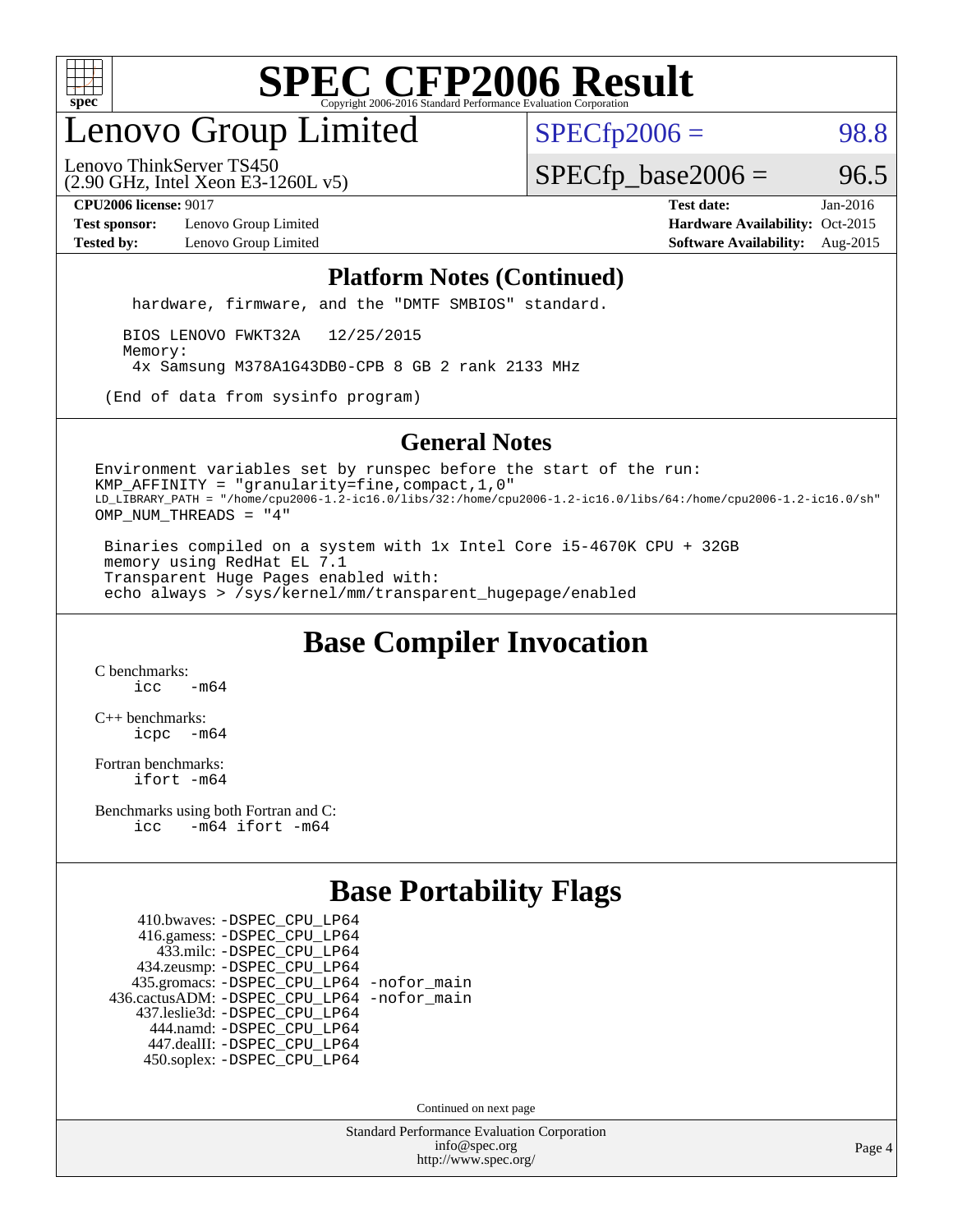## Platform Notes (Continued)

```
hardware, firmware, and the "DMTF SMBIOS" standard.

  BIOS LENOVO FWKT32A   12/25/2015
  Memory:
   4x Samsung M378A1G43DB0-CPB 8 GB 2 rank 2133 MHz

(End of data from sysinfo program)
```

## General Notes

```
Environment variables set by runspec before the start of the run:
KMP_AFFINITY = "granularity=fine,compact,1,0"
LD_LIBRARY_PATH = "/home/cpu2006-1.2-ic16.0/libs/32:/home/cpu2006-1.2-ic16.0/libs/64:/home/cpu2006-1.2-ic16.0/sh"
OMP_NUM_THREADS = "4"

 Binaries compiled on a system with 1x Intel Core i5-4670K CPU + 32GB
 memory using RedHat EL 7.1
 Transparent Huge Pages enabled with:
 echo always > /sys/kernel/mm/transparent_hugepage/enabled
```

## Base Compiler Invocation

C benchmarks:
```
icc   -m64
```

C++ benchmarks:
```
icpc  -m64
```

Fortran benchmarks:
```
ifort -m64
```

Benchmarks using both Fortran and C:
```
icc   -m64 ifort -m64
```

## Base Portability Flags

```
     410.bwaves: -DSPEC_CPU_LP64
     416.gamess: -DSPEC_CPU_LP64
       433.milc: -DSPEC_CPU_LP64
     434.zeusmp: -DSPEC_CPU_LP64
    435.gromacs: -DSPEC_CPU_LP64 -nofor_main
 436.cactusADM: -DSPEC_CPU_LP64 -nofor_main
    437.leslie3d: -DSPEC_CPU_LP64
      444.namd: -DSPEC_CPU_LP64
     447.dealII: -DSPEC_CPU_LP64
     450.soplex: -DSPEC_CPU_LP64
```

Continued on next page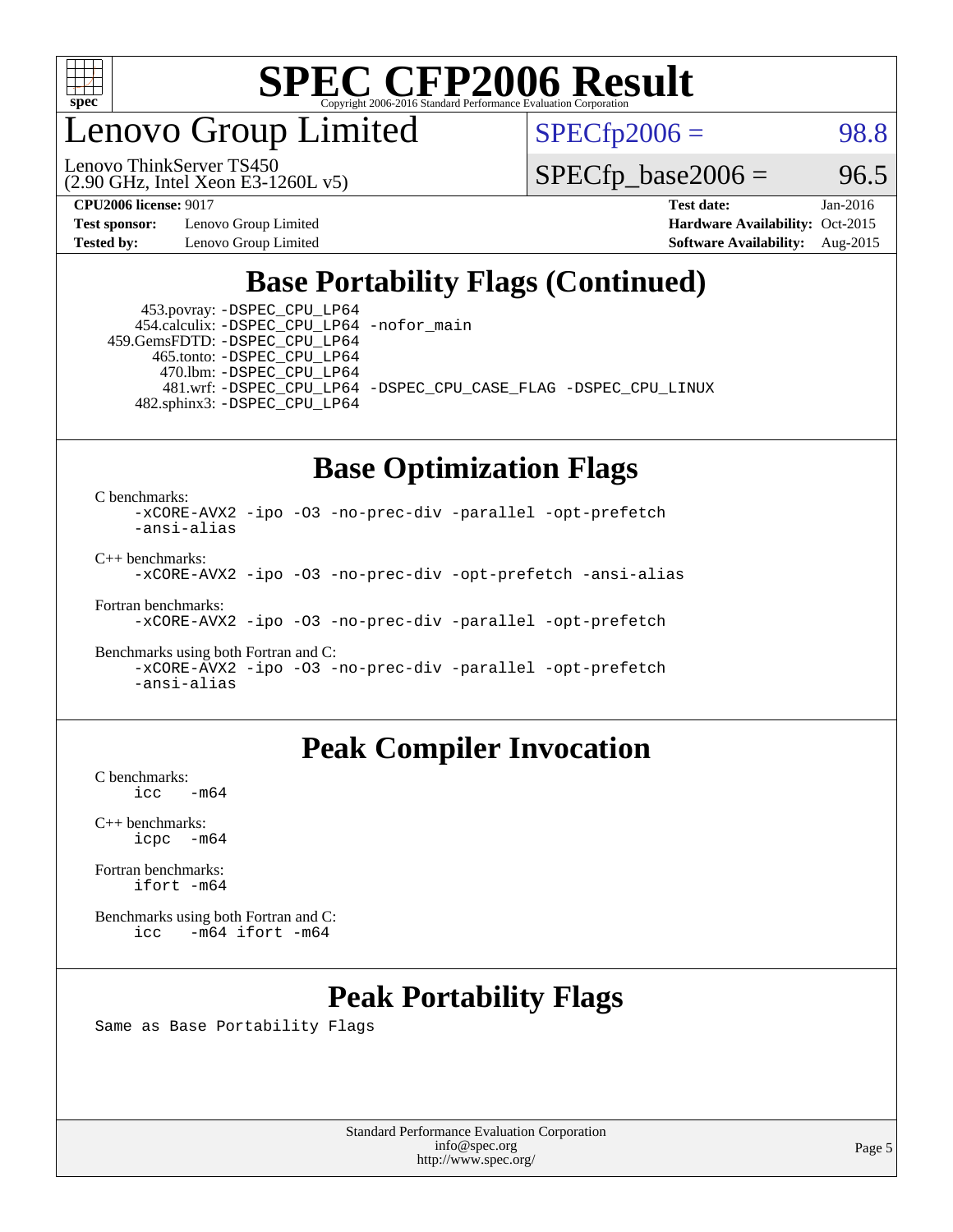# Lenovo Group Limited

Lenovo ThinkServer TS450
(2.90 GHz, Intel Xeon E3-1260L v5)

SPECfp2006 = 98.8

SPECfp_base2006 = 96.5

**CPU2006 license:** 9017
**Test sponsor:** Lenovo Group Limited
**Tested by:** Lenovo Group Limited
**Test date:** Jan-2016
**Hardware Availability:** Oct-2015
**Software Availability:** Aug-2015

## Base Portability Flags (Continued)

```
      453.povray: -DSPEC_CPU_LP64
     454.calculix: -DSPEC_CPU_LP64 -nofor_main
    459.GemsFDTD: -DSPEC_CPU_LP64
       465.tonto: -DSPEC_CPU_LP64
         470.lbm: -DSPEC_CPU_LP64
         481.wrf: -DSPEC_CPU_LP64 -DSPEC_CPU_CASE_FLAG -DSPEC_CPU_LINUX
     482.sphinx3: -DSPEC_CPU_LP64
```

## Base Optimization Flags

C benchmarks:
```
-xCORE-AVX2 -ipo -O3 -no-prec-div -parallel -opt-prefetch
-ansi-alias
```

C++ benchmarks:
```
-xCORE-AVX2 -ipo -O3 -no-prec-div -opt-prefetch -ansi-alias
```

Fortran benchmarks:
```
-xCORE-AVX2 -ipo -O3 -no-prec-div -parallel -opt-prefetch
```

Benchmarks using both Fortran and C:
```
-xCORE-AVX2 -ipo -O3 -no-prec-div -parallel -opt-prefetch
-ansi-alias
```

## Peak Compiler Invocation

C benchmarks:
```
icc   -m64
```

C++ benchmarks:
```
icpc  -m64
```

Fortran benchmarks:
```
ifort -m64
```

Benchmarks using both Fortran and C:
```
icc   -m64 ifort -m64
```

## Peak Portability Flags

Same as Base Portability Flags

Standard Performance Evaluation Corporation
info@spec.org
http://www.spec.org/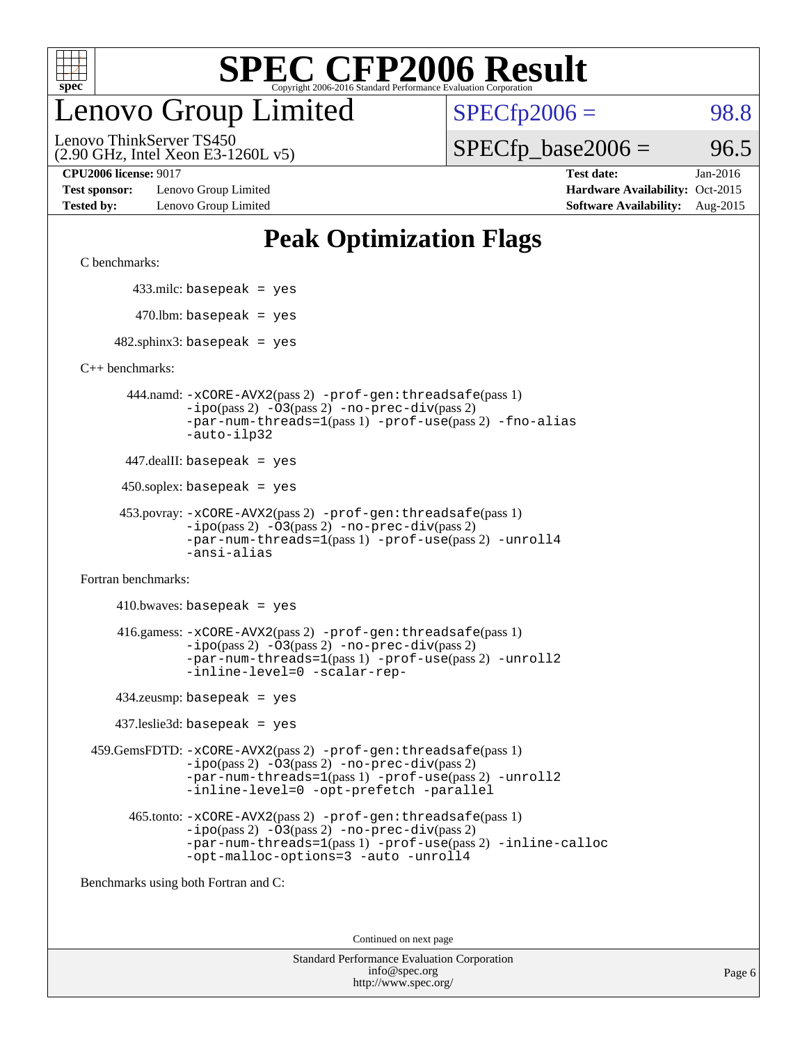# SPEC CFP2006 Result

Copyright 2006-2016 Standard Performance Evaluation Corporation

# Lenovo Group Limited

Lenovo ThinkServer TS450
(2.90 GHz, Intel Xeon E3-1260L v5)

SPECfp2006 = 98.8

SPECfp_base2006 = 96.5

| | | | |
|---|---|---|---|
| **CPU2006 license:** 9017 | | **Test date:** | Jan-2016 |
| **Test sponsor:** | Lenovo Group Limited | **Hardware Availability:** | Oct-2015 |
| **Tested by:** | Lenovo Group Limited | **Software Availability:** | Aug-2015 |

## Peak Optimization Flags

C benchmarks:

433.milc: basepeak = yes

470.lbm: basepeak = yes

482.sphinx3: basepeak = yes

C++ benchmarks:

444.namd: -xCORE-AVX2(pass 2) -prof-gen:threadsafe(pass 1) -ipo(pass 2) -O3(pass 2) -no-prec-div(pass 2) -par-num-threads=1(pass 1) -prof-use(pass 2) -fno-alias -auto-ilp32

447.dealII: basepeak = yes

450.soplex: basepeak = yes

453.povray: -xCORE-AVX2(pass 2) -prof-gen:threadsafe(pass 1) -ipo(pass 2) -O3(pass 2) -no-prec-div(pass 2) -par-num-threads=1(pass 1) -prof-use(pass 2) -unroll4 -ansi-alias

Fortran benchmarks:

410.bwaves: basepeak = yes

416.gamess: -xCORE-AVX2(pass 2) -prof-gen:threadsafe(pass 1) -ipo(pass 2) -O3(pass 2) -no-prec-div(pass 2) -par-num-threads=1(pass 1) -prof-use(pass 2) -unroll2 -inline-level=0 -scalar-rep-

434.zeusmp: basepeak = yes

437.leslie3d: basepeak = yes

459.GemsFDTD: -xCORE-AVX2(pass 2) -prof-gen:threadsafe(pass 1) -ipo(pass 2) -O3(pass 2) -no-prec-div(pass 2) -par-num-threads=1(pass 1) -prof-use(pass 2) -unroll2 -inline-level=0 -opt-prefetch -parallel

465.tonto: -xCORE-AVX2(pass 2) -prof-gen:threadsafe(pass 1) -ipo(pass 2) -O3(pass 2) -no-prec-div(pass 2) -par-num-threads=1(pass 1) -prof-use(pass 2) -inline-calloc -opt-malloc-options=3 -auto -unroll4

Benchmarks using both Fortran and C:

Continued on next page

Standard Performance Evaluation Corporation
info@spec.org
http://www.spec.org/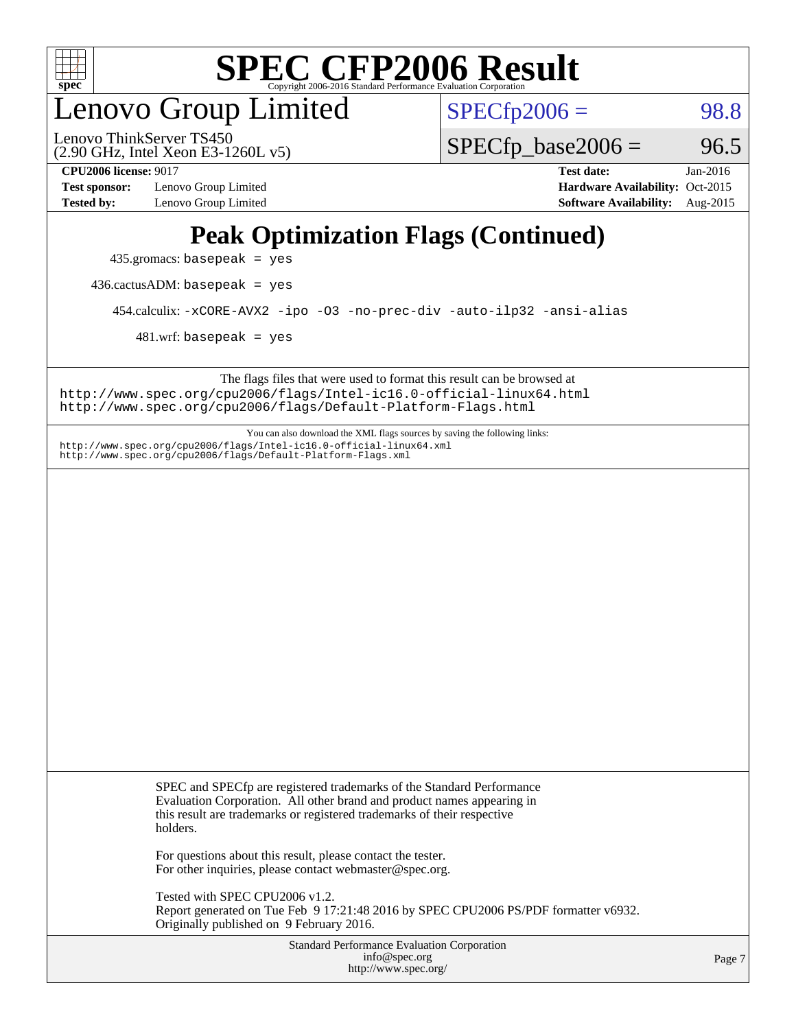# Peak Optimization Flags (Continued)

435.gromacs: basepeak = yes

436.cactusADM: basepeak = yes

454.calculix: -xCORE-AVX2 -ipo -O3 -no-prec-div -auto-ilp32 -ansi-alias

481.wrf: basepeak = yes

The flags files that were used to format this result can be browsed at
http://www.spec.org/cpu2006/flags/Intel-ic16.0-official-linux64.html
http://www.spec.org/cpu2006/flags/Default-Platform-Flags.html

You can also download the XML flags sources by saving the following links:
http://www.spec.org/cpu2006/flags/Intel-ic16.0-official-linux64.xml
http://www.spec.org/cpu2006/flags/Default-Platform-Flags.xml

SPEC and SPECfp are registered trademarks of the Standard Performance Evaluation Corporation. All other brand and product names appearing in this result are trademarks or registered trademarks of their respective holders.

For questions about this result, please contact the tester.
For other inquiries, please contact webmaster@spec.org.

Tested with SPEC CPU2006 v1.2.
Report generated on Tue Feb 9 17:21:48 2016 by SPEC CPU2006 PS/PDF formatter v6932.
Originally published on 9 February 2016.